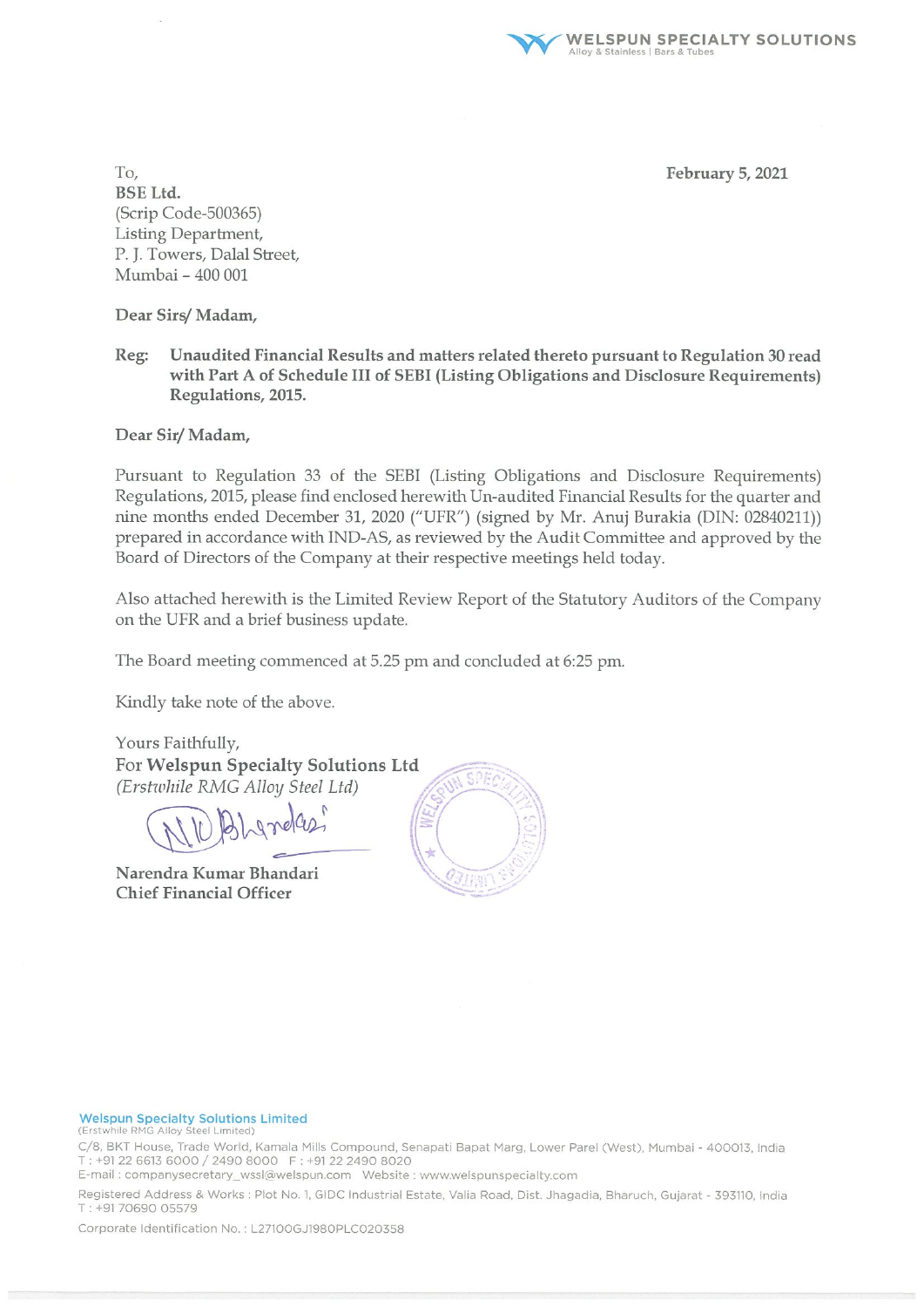February 5, 2021

To,
**BSE Ltd.**
(Scrip Code-500365)
Listing Department,
P. J. Towers, Dalal Street,
Mumbai – 400 001

**Dear Sirs/ Madam,**

**Reg: Unaudited Financial Results and matters related thereto pursuant to Regulation 30 read with Part A of Schedule III of SEBI (Listing Obligations and Disclosure Requirements) Regulations, 2015.**

**Dear Sir/ Madam,**

Pursuant to Regulation 33 of the SEBI (Listing Obligations and Disclosure Requirements) Regulations, 2015, please find enclosed herewith Un-audited Financial Results for the quarter and nine months ended December 31, 2020 ("UFR") (signed by Mr. Anuj Burakia (DIN: 02840211)) prepared in accordance with IND-AS, as reviewed by the Audit Committee and approved by the Board of Directors of the Company at their respective meetings held today.

Also attached herewith is the Limited Review Report of the Statutory Auditors of the Company on the UFR and a brief business update.

The Board meeting commenced at 5.25 pm and concluded at 6:25 pm.

Kindly take note of the above.

Yours Faithfully,
For **Welspun Specialty Solutions Ltd**
*(Erstwhile RMG Alloy Steel Ltd)*

**Narendra Kumar Bhandari**
**Chief Financial Officer**

**Welspun Specialty Solutions Limited**
(Erstwhile RMG Alloy Steel Limited)
C/8, BKT House, Trade World, Kamala Mills Compound, Senapati Bapat Marg, Lower Parel (West), Mumbai - 400013, India
T : +91 22 6613 6000 / 2490 8000 F : +91 22 2490 8020
E-mail : companysecretary_wssl@welspun.com Website : www.welspunspecialty.com
Registered Address & Works : Plot No. 1, GIDC Industrial Estate, Valia Road, Dist. Jhagadia, Bharuch, Gujarat - 393110, India
T : +91 70690 05579
Corporate Identification No. : L27100GJ1980PLC020358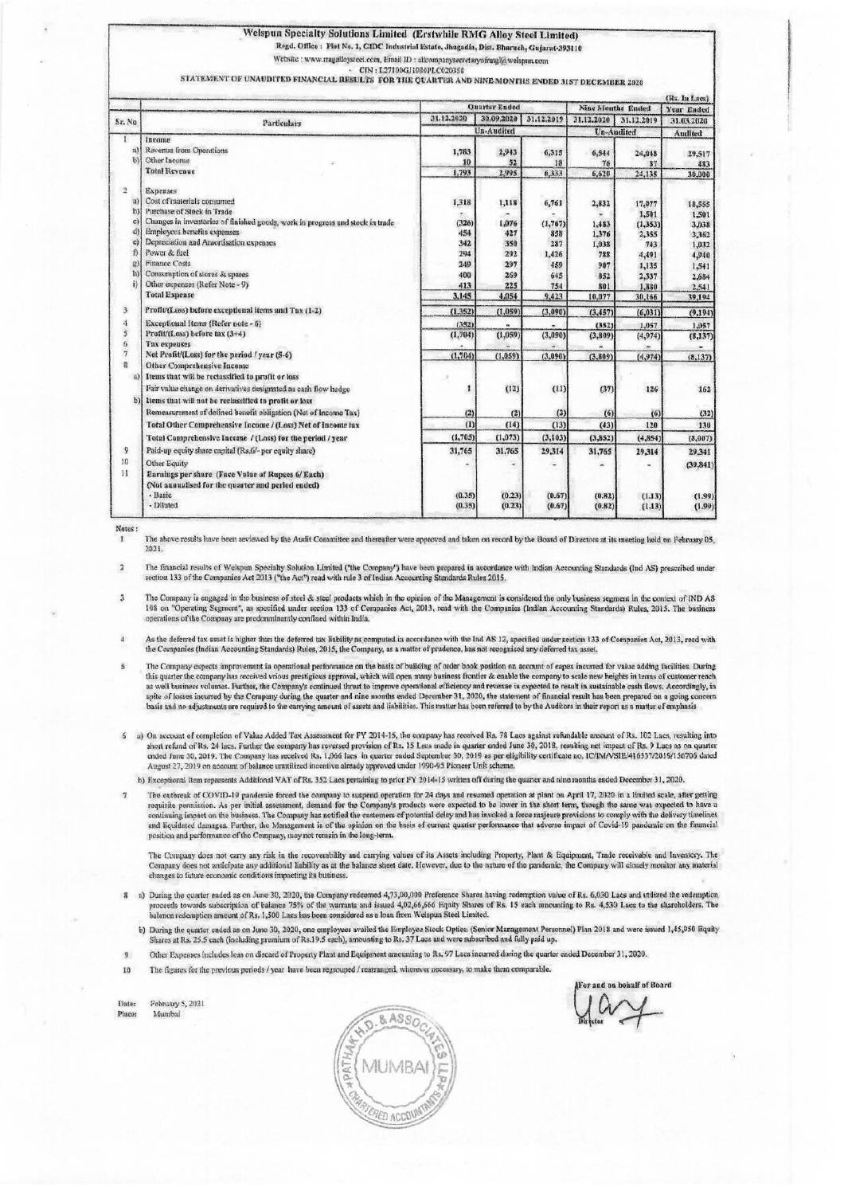# Welspun Specialty Solutions Limited (Erstwhile RMG Alloy Steel Limited)

Regd. Office : Plot No. 1, GIDC Industrial Estate, Jhagadia, Dist. Bharuch, Gujarat-393110

Website : www.rmgalloysteel.com, Email ID : allcompanysecretaryofrmg@welspun.com

CIN : L27100GJ1980PLC020358

## STATEMENT OF UNAUDITED FINANCIAL RESULTS FOR THE QUARTER AND NINE MONTHS ENDED 31ST DECEMBER 2020

(Rs. In Lacs)

| Sr. No | Particulars | Quarter Ended | | | Nine Months Ended | | Year Ended |
|---|---|---|---|---|---|---|---|
| | | 31.12.2020 | 30.09.2020 | 31.12.2019 | 31.12.2020 | 31.12.2019 | 31.03.2020 |
| | | Un-Audited | | | Un-Audited | | Audited |
| 1 | Income | | | | | | |
| a) | Revenue from Operations | 1,783 | 2,943 | 6,315 | 6,544 | 24,098 | 29,517 |
| b) | Other Income | 10 | 52 | 18 | 76 | 37 | 483 |
| | Total Revenue | 1,793 | 2,995 | 6,333 | 6,620 | 24,135 | 30,000 |
| 2 | Expenses | | | | | | |
| a) | Cost of materials consumed | 1,318 | 1,118 | 6,761 | 2,832 | 17,077 | 18,555 |
| b) | Purchase of Stock in Trade | - | - | - | - | 1,501 | 1,501 |
| c) | Changes in inventories of finished goods, work in progress and stock in trade | (326) | 1,076 | (1,767) | 1,483 | (1,353) | 3,038 |
| d) | Employees benefits expenses | 454 | 427 | 858 | 1,376 | 2,355 | 3,362 |
| e) | Depreciation and Amortisation expenses | 342 | 350 | 287 | 1,038 | 743 | 1,032 |
| f) | Power & fuel | 294 | 292 | 1,426 | 788 | 4,491 | 4,940 |
| g) | Finance Costs | 249 | 297 | 459 | 907 | 1,135 | 1,541 |
| h) | Consumption of stores & spares | 400 | 269 | 645 | 852 | 2,337 | 2,684 |
| i) | Other expenses (Refer Note - 9) | 413 | 225 | 754 | 801 | 1,880 | 2,541 |
| | Total Expense | 3,145 | 4,054 | 9,423 | 10,077 | 30,166 | 39,194 |
| 3 | Profit/(Loss) before exceptional items and Tax (1-2) | (1,352) | (1,059) | (3,090) | (3,457) | (6,031) | (9,194) |
| 4 | Exceptional Items (Refer note - 6) | (352) | - | - | (352) | 1,057 | 1,057 |
| 5 | Profit/(Loss) before tax (3+4) | (1,704) | (1,059) | (3,090) | (3,809) | (4,974) | (8,137) |
| 6 | Tax expenses | - | - | - | - | - | - |
| 7 | Net Profit/(Loss) for the period / year (5-6) | (1,704) | (1,059) | (3,090) | (3,809) | (4,974) | (8,137) |
| 8 | Other Comprehensive Income | | | | | | |
| a) | Items that will be reclassified to profit or loss | | | | | | |
| | Fair value change on derivatives designated as cash flow hedge | 1 | (12) | (11) | (37) | 126 | 162 |
| b) | Items that will not be reclassified to profit or loss | | | | | | |
| | Remeasurement of defined benefit obligation (Net of Income Tax) | (2) | (2) | (2) | (6) | (6) | (32) |
| | Total Other Comprehensive Income / (Loss) Net of Income tax | (1) | (14) | (13) | (43) | 120 | 130 |
| | Total Comprehensive Income / (Loss) for the period / year | (1,705) | (1,073) | (3,103) | (3,852) | (4,854) | (8,007) |
| 9 | Paid-up equity share capital (Rs.6/- per equity share) | 31,765 | 31,765 | 29,314 | 31,765 | 29,314 | 29,341 |
| 10 | Other Equity | - | - | - | - | - | (39,841) |
| 11 | Earnings per share (Face Value of Rupees 6/ Each) (Not annualised for the quarter and period ended) | | | | | | |
| | - Basic | (0.35) | (0.23) | (0.67) | (0.82) | (1.13) | (1.99) |
| | - Diluted | (0.35) | (0.23) | (0.67) | (0.82) | (1.13) | (1.99) |

Notes :

1. The above results have been reviewed by the Audit Committee and thereafter were approved and taken on record by the Board of Directors at its meeting held on February 05, 2021.

2. The financial results of Welspun Specialty Solution Limited ("the Company") have been prepared in accordance with Indian Accounting Standards (Ind AS) prescribed under section 133 of the Companies Act 2013 ("the Act") read with rule 3 of Indian Accounting Standards Rules 2015.

3. The Company is engaged in the business of steel & steel products which in the opinion of the Management is considered the only business segment in the context of IND AS 108 on "Operating Segment", as specified under section 133 of Companies Act, 2013, read with the Companies (Indian Accounting Standards) Rules, 2015. The business operations of the Company are predominantly confined within India.

4. As the deferred tax asset is higher than the deferred tax liability as computed in accordance with the Ind AS 12, specified under section 133 of Companies Act, 2013, read with the Companies (Indian Accounting Standards) Rules, 2015, the Company, as a matter of prudence, has not recognised any deferred tax asset.

5. The Company expects improvement in operational performance on the basis of building of order book position on account of capex incurred for value adding facilities. During this quarter the company has received vrious prestigious approval, which will open many business frontier & enable the company to scale new heights in terms of customer reach as well business volumes. Further, the Company's continued thrust to improve operational efficiency and revenue is expected to result in sustainable cash flows. Accordingly, in spite of losses incurred by the Company during the quarter and nine months ended December 31, 2020, the statement of financial result has been prepared on a going concern basis and no adjustments are required to the carrying amount of assets and liabilities. This matter has been referred to by the Auditors in their report as a matter of emphasis

6. a) On account of completion of Value Added Tax Assessment for FY 2014-15, the company has received Rs. 78 Lacs against refundable amount of Rs. 102 Lacs, resulting into short refund of Rs. 24 lacs. Further the company has reversed provision of Rs. 15 Lacs made in quarter ended June 30, 2018, resulting net impact of Rs. 9 Lacs as on quarter ended June 30, 2019. The Company has received Rs. 1,066 lacs in quarter ended September 30, 2019 as per eligibility certificate no. IC/IM/VSIE/416337/2019/156706 dated August 27, 2019 on account of balance unutilized incentive already approved under 1990-95 Pioneer Unit scheme.

   b) Exceptional Item represents Additional VAT of Rs. 352 Lacs pertaining to prior FY 2014-15 written off during the quarter and nine months ended December 31, 2020.

7. The outbreak of COVID-19 pandemic forced the company to suspend operation for 24 days and resumed operation at plant on April 17, 2020 in a limited scale, after getting requisite permission. As per initial assessment, demand for the Company's products were expected to be lower in the short term, though the same was expected to have a continuing impact on the business. The Company has notified the customers of potential delay and has invoked a force majeure provisions to comply with the delivery timelines and liquidated damages. Further, the Management is of the opinion on the basis of current quarter performance that adverse impact of Covid-19 pandemic on the financial position and performance of the Company, may not remain in the long-term.

   The Company does not carry any risk in the recoverability and carrying values of its Assets including Property, Plant & Equipment, Trade receivable and Inventory. The Company does not anticipate any additional liability as at the balance sheet date. However, due to the nature of the pandemic, the Company will closely monitor any material changes to future economic conditions impacting its business.

8. a) During the quarter ended as on June 30, 2020, the Company redeemed 4,73,00,000 Preference Shares having redemption value of Rs. 6,030 Lacs and utilized the redemption proceeds towards subscription of balance 75% of the warrants and issued 4,02,66,666 Equity Shares of Rs. 15 each amounting to Rs. 4,530 Lacs to the shareholders. The balance redemption amount of Rs. 1,500 Lacs has been considered as a loan from Welspun Steel Limited.

   b) During the quarter ended as on June 30, 2020, one employees availed the Employee Stock Option (Senior Management Personnel) Plan 2018 and were issued 1,45,950 Equity Shares at Rs. 25.5 each (including premium of Rs.19.5 each), amounting to Rs. 37 Lacs and were subscribed and fully paid up.

9. Other Expenses includes loss on discard of Property Plant and Equipment amounting to Rs. 97 Lacs incurred during the quarter ended December 31, 2020.

10. The figures for the previous periods / year have been regrouped / rearranged, wherever necessary, to make them comparable.

Date: February 5, 2021

Place: Mumbai

For and on behalf of Board

Director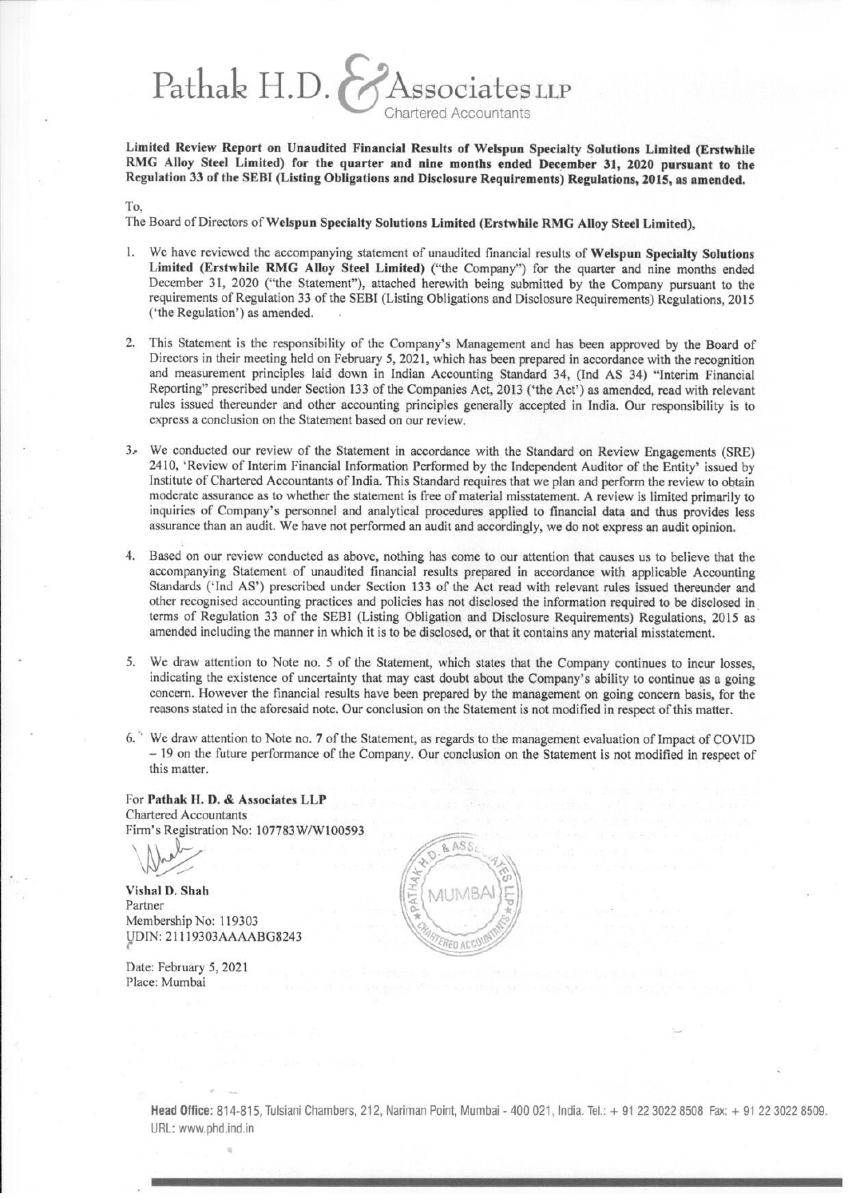# Pathak H.D. & Associates LLP

Chartered Accountants

**Limited Review Report on Unaudited Financial Results of Welspun Specialty Solutions Limited (Erstwhile RMG Alloy Steel Limited) for the quarter and nine months ended December 31, 2020 pursuant to the Regulation 33 of the SEBI (Listing Obligations and Disclosure Requirements) Regulations, 2015, as amended.**

To,

The Board of Directors of **Welspun Specialty Solutions Limited (Erstwhile RMG Alloy Steel Limited)**,

1. We have reviewed the accompanying statement of unaudited financial results of **Welspun Specialty Solutions Limited (Erstwhile RMG Alloy Steel Limited)** ("the Company") for the quarter and nine months ended December 31, 2020 ("the Statement"), attached herewith being submitted by the Company pursuant to the requirements of Regulation 33 of the SEBI (Listing Obligations and Disclosure Requirements) Regulations, 2015 ('the Regulation') as amended.

2. This Statement is the responsibility of the Company's Management and has been approved by the Board of Directors in their meeting held on February 5, 2021, which has been prepared in accordance with the recognition and measurement principles laid down in Indian Accounting Standard 34, (Ind AS 34) "Interim Financial Reporting" prescribed under Section 133 of the Companies Act, 2013 ('the Act') as amended, read with relevant rules issued thereunder and other accounting principles generally accepted in India. Our responsibility is to express a conclusion on the Statement based on our review.

3. We conducted our review of the Statement in accordance with the Standard on Review Engagements (SRE) 2410, 'Review of Interim Financial Information Performed by the Independent Auditor of the Entity' issued by Institute of Chartered Accountants of India. This Standard requires that we plan and perform the review to obtain moderate assurance as to whether the statement is free of material misstatement. A review is limited primarily to inquiries of Company's personnel and analytical procedures applied to financial data and thus provides less assurance than an audit. We have not performed an audit and accordingly, we do not express an audit opinion.

4. Based on our review conducted as above, nothing has come to our attention that causes us to believe that the accompanying Statement of unaudited financial results prepared in accordance with applicable Accounting Standards ('Ind AS') prescribed under Section 133 of the Act read with relevant rules issued thereunder and other recognised accounting practices and policies has not disclosed the information required to be disclosed in terms of Regulation 33 of the SEBI (Listing Obligation and Disclosure Requirements) Regulations, 2015 as amended including the manner in which it is to be disclosed, or that it contains any material misstatement.

5. We draw attention to Note no. 5 of the Statement, which states that the Company continues to incur losses, indicating the existence of uncertainty that may cast doubt about the Company's ability to continue as a going concern. However the financial results have been prepared by the management on going concern basis, for the reasons stated in the aforesaid note. Our conclusion on the Statement is not modified in respect of this matter.

6. We draw attention to Note no. 7 of the Statement, as regards to the management evaluation of Impact of COVID – 19 on the future performance of the Company. Our conclusion on the Statement is not modified in respect of this matter.

For **Pathak H. D. & Associates LLP**
Chartered Accountants
Firm's Registration No: 107783W/W100593

**Vishal D. Shah**
Partner
Membership No: 119303
UDIN: 21119303AAAABG8243

Date: February 5, 2021
Place: Mumbai

**Head Office:** 814-815, Tulsiani Chambers, 212, Nariman Point, Mumbai - 400 021, India. Tel.: + 91 22 3022 8508 Fax: + 91 22 3022 8509.
URL: www.phd.ind.in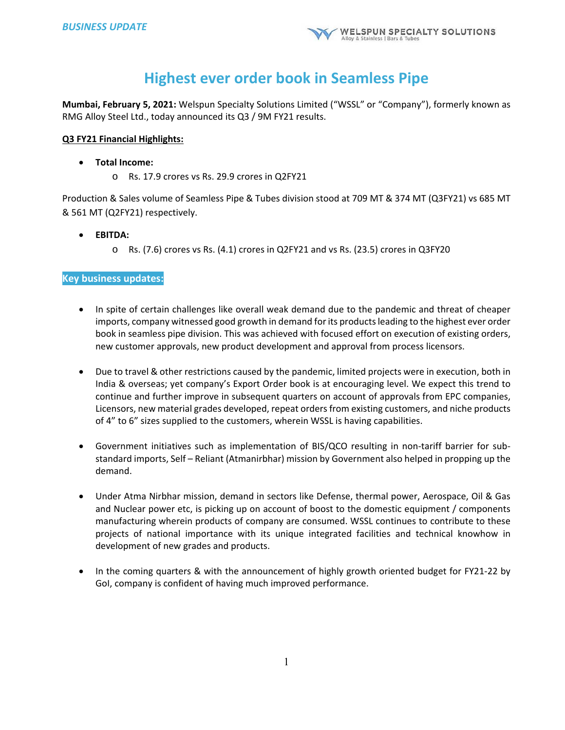BUSINESS UPDATE

# Highest ever order book in Seamless Pipe

**Mumbai, February 5, 2021:** Welspun Specialty Solutions Limited ("WSSL" or "Company"), formerly known as RMG Alloy Steel Ltd., today announced its Q3 / 9M FY21 results.

**Q3 FY21 Financial Highlights:**

- **Total Income:**
  - Rs. 17.9 crores vs Rs. 29.9 crores in Q2FY21

Production & Sales volume of Seamless Pipe & Tubes division stood at 709 MT & 374 MT (Q3FY21) vs 685 MT & 561 MT (Q2FY21) respectively.

- **EBITDA:**
  - Rs. (7.6) crores vs Rs. (4.1) crores in Q2FY21 and vs Rs. (23.5) crores in Q3FY20

**Key business updates:**

- In spite of certain challenges like overall weak demand due to the pandemic and threat of cheaper imports, company witnessed good growth in demand for its products leading to the highest ever order book in seamless pipe division. This was achieved with focused effort on execution of existing orders, new customer approvals, new product development and approval from process licensors.

- Due to travel & other restrictions caused by the pandemic, limited projects were in execution, both in India & overseas; yet company's Export Order book is at encouraging level. We expect this trend to continue and further improve in subsequent quarters on account of approvals from EPC companies, Licensors, new material grades developed, repeat orders from existing customers, and niche products of 4" to 6" sizes supplied to the customers, wherein WSSL is having capabilities.

- Government initiatives such as implementation of BIS/QCO resulting in non-tariff barrier for sub-standard imports, Self – Reliant (Atmanirbhar) mission by Government also helped in propping up the demand.

- Under Atma Nirbhar mission, demand in sectors like Defense, thermal power, Aerospace, Oil & Gas and Nuclear power etc, is picking up on account of boost to the domestic equipment / components manufacturing wherein products of company are consumed. WSSL continues to contribute to these projects of national importance with its unique integrated facilities and technical knowhow in development of new grades and products.

- In the coming quarters & with the announcement of highly growth oriented budget for FY21-22 by GoI, company is confident of having much improved performance.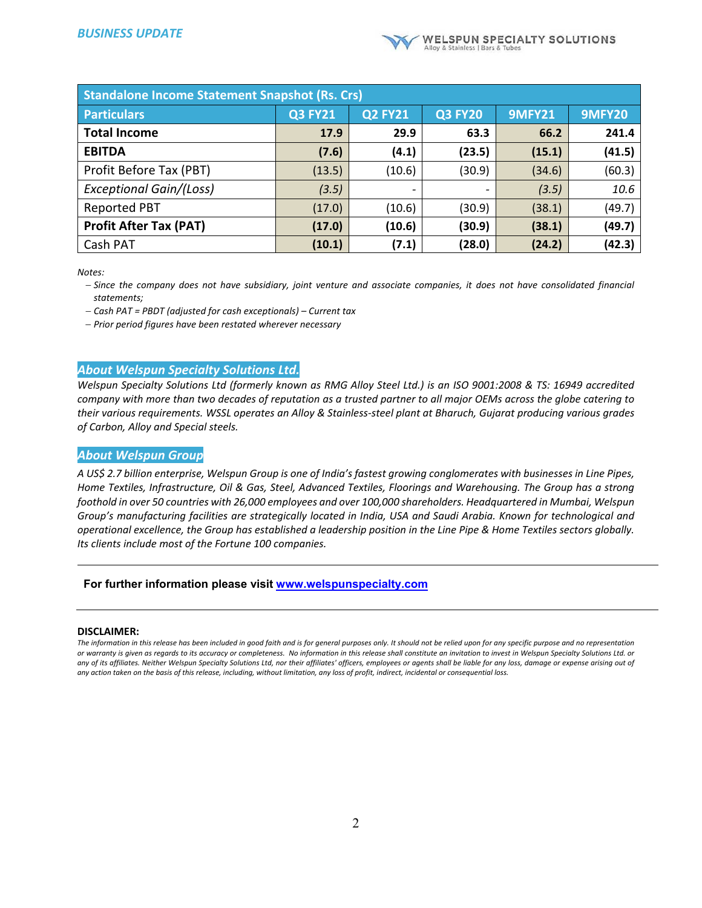| Standalone Income Statement Snapshot (Rs. Crs) | | | | | |
|---|---|---|---|---|---|
| **Particulars** | **Q3 FY21** | **Q2 FY21** | **Q3 FY20** | **9MFY21** | **9MFY20** |
| **Total Income** | **17.9** | **29.9** | **63.3** | **66.2** | **241.4** |
| **EBITDA** | **(7.6)** | **(4.1)** | **(23.5)** | **(15.1)** | **(41.5)** |
| Profit Before Tax (PBT) | (13.5) | (10.6) | (30.9) | (34.6) | (60.3) |
| *Exceptional Gain/(Loss)* | *(3.5)* | - | - | *(3.5)* | *10.6* |
| Reported PBT | (17.0) | (10.6) | (30.9) | (38.1) | (49.7) |
| **Profit After Tax (PAT)** | **(17.0)** | **(10.6)** | **(30.9)** | **(38.1)** | **(49.7)** |
| Cash PAT | **(10.1)** | **(7.1)** | **(28.0)** | **(24.2)** | **(42.3)** |

*Notes:*

- *Since the company does not have subsidiary, joint venture and associate companies, it does not have consolidated financial statements;*
- *Cash PAT = PBDT (adjusted for cash exceptionals) – Current tax*
- *Prior period figures have been restated wherever necessary*

## *About Welspun Specialty Solutions Ltd.*

*Welspun Specialty Solutions Ltd (formerly known as RMG Alloy Steel Ltd.) is an ISO 9001:2008 & TS: 16949 accredited company with more than two decades of reputation as a trusted partner to all major OEMs across the globe catering to their various requirements. WSSL operates an Alloy & Stainless-steel plant at Bharuch, Gujarat producing various grades of Carbon, Alloy and Special steels.*

## *About Welspun Group*

*A US$ 2.7 billion enterprise, Welspun Group is one of India's fastest growing conglomerates with businesses in Line Pipes, Home Textiles, Infrastructure, Oil & Gas, Steel, Advanced Textiles, Floorings and Warehousing. The Group has a strong foothold in over 50 countries with 26,000 employees and over 100,000 shareholders. Headquartered in Mumbai, Welspun Group's manufacturing facilities are strategically located in India, USA and Saudi Arabia. Known for technological and operational excellence, the Group has established a leadership position in the Line Pipe & Home Textiles sectors globally. Its clients include most of the Fortune 100 companies.*

**For further information please visit [www.welspunspecialty.com](http://www.welspunspecialty.com)**

**DISCLAIMER:**

*The information in this release has been included in good faith and is for general purposes only. It should not be relied upon for any specific purpose and no representation or warranty is given as regards to its accuracy or completeness. No information in this release shall constitute an invitation to invest in Welspun Specialty Solutions Ltd. or any of its affiliates. Neither Welspun Specialty Solutions Ltd, nor their affiliates' officers, employees or agents shall be liable for any loss, damage or expense arising out of any action taken on the basis of this release, including, without limitation, any loss of profit, indirect, incidental or consequential loss.*